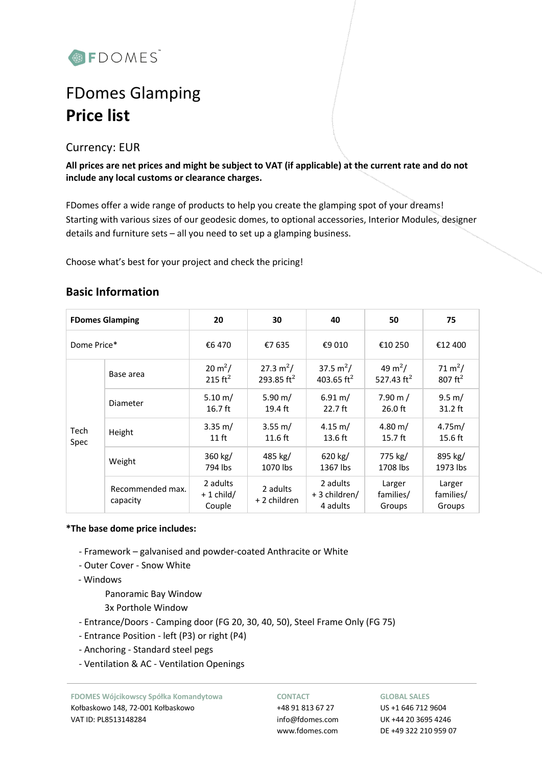FDOMES™

# FDomes Glamping
# **Price list**

## Currency: EUR

**All prices are net prices and might be subject to VAT (if applicable) at the current rate and do not include any local customs or clearance charges.**

FDomes offer a wide range of products to help you create the glamping spot of your dreams! Starting with various sizes of our geodesic domes, to optional accessories, Interior Modules, designer details and furniture sets – all you need to set up a glamping business.

Choose what's best for your project and check the pricing!

## Basic Information

| **FDomes Glamping** | | **20** | **30** | **40** | **50** | **75** |
|---|---|---|---|---|---|---|
| Dome Price* | | €6 470 | €7 635 | €9 010 | €10 250 | €12 400 |
| Tech Spec | Base area | 20 $m^2$/ 215 $ft^2$ | 27.3 $m^2$/ 293.85 $ft^2$ | 37.5 $m^2$/ 403.65 $ft^2$ | 49 $m^2$/ 527.43 $ft^2$ | 71 $m^2$/ 807 $ft^2$ |
| | Diameter | 5.10 m/ 16.7 ft | 5.90 m/ 19.4 ft | 6.91 m/ 22.7 ft | 7.90 m / 26.0 ft | 9.5 m/ 31.2 ft |
| | Height | 3.35 m/ 11 ft | 3.55 m/ 11.6 ft | 4.15 m/ 13.6 ft | 4.80 m/ 15.7 ft | 4.75m/ 15.6 ft |
| | Weight | 360 kg/ 794 lbs | 485 kg/ 1070 lbs | 620 kg/ 1367 lbs | 775 kg/ 1708 lbs | 895 kg/ 1973 lbs |
| | Recommended max. capacity | 2 adults + 1 child/ Couple | 2 adults + 2 children | 2 adults + 3 children/ 4 adults | Larger families/ Groups | Larger families/ Groups |

**\*The base dome price includes:**

- Framework – galvanised and powder-coated Anthracite or White
- Outer Cover - Snow White
- Windows
  - Panoramic Bay Window
  - 3x Porthole Window
- Entrance/Doors - Camping door (FG 20, 30, 40, 50), Steel Frame Only (FG 75)
- Entrance Position - left (P3) or right (P4)
- Anchoring - Standard steel pegs
- Ventilation & AC - Ventilation Openings

**FDOMES Wójcikowscy Spółka Komandytowa**
Kołbaskowo 148, 72-001 Kołbaskowo
VAT ID: PL8513148284

**CONTACT**
+48 91 813 67 27
info@fdomes.com
www.fdomes.com

**GLOBAL SALES**
US +1 646 712 9604
UK +44 20 3695 4246
DE +49 322 210 959 07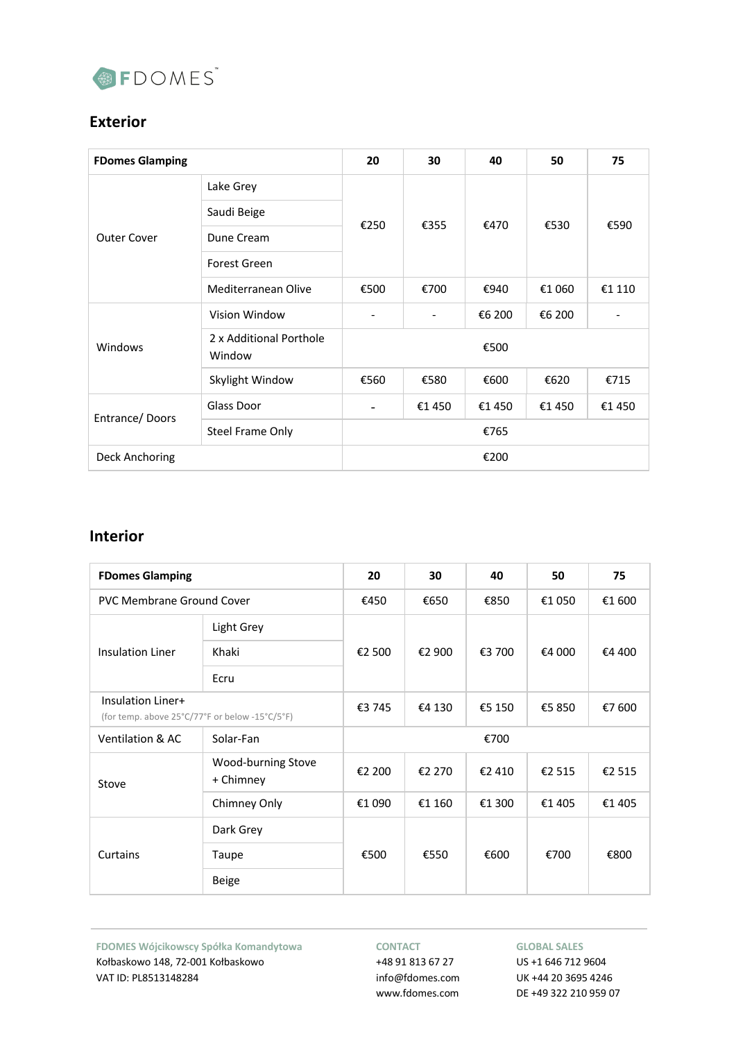## Exterior

| FDomes Glamping | | 20 | 30 | 40 | 50 | 75 |
|---|---|---|---|---|---|---|
| Outer Cover | Lake Grey | €250 | €355 | €470 | €530 | €590 |
| | Saudi Beige | | | | | |
| | Dune Cream | | | | | |
| | Forest Green | | | | | |
| | Mediterranean Olive | €500 | €700 | €940 | €1 060 | €1 110 |
| Windows | Vision Window | - | - | €6 200 | €6 200 | - |
| | 2 x Additional Porthole Window | €500 | | | | |
| | Skylight Window | €560 | €580 | €600 | €620 | €715 |
| Entrance/ Doors | Glass Door | - | €1 450 | €1 450 | €1 450 | €1 450 |
| | Steel Frame Only | €765 | | | | |
| Deck Anchoring | | €200 | | | | |

## Interior

| FDomes Glamping | | 20 | 30 | 40 | 50 | 75 |
|---|---|---|---|---|---|---|
| PVC Membrane Ground Cover | | €450 | €650 | €850 | €1 050 | €1 600 |
| Insulation Liner | Light Grey | €2 500 | €2 900 | €3 700 | €4 000 | €4 400 |
| | Khaki | | | | | |
| | Ecru | | | | | |
| Insulation Liner+ (for temp. above 25°C/77°F or below -15°C/5°F) | | €3 745 | €4 130 | €5 150 | €5 850 | €7 600 |
| Ventilation & AC | Solar-Fan | €700 | | | | |
| Stove | Wood-burning Stove + Chimney | €2 200 | €2 270 | €2 410 | €2 515 | €2 515 |
| | Chimney Only | €1 090 | €1 160 | €1 300 | €1 405 | €1 405 |
| Curtains | Dark Grey | €500 | €550 | €600 | €700 | €800 |
| | Taupe | | | | | |
| | Beige | | | | | |

**FDOMES Wójcikowscy Spółka Komandytowa**
Kołbaskowo 148, 72-001 Kołbaskowo
VAT ID: PL8513148284

**CONTACT**
+48 91 813 67 27
info@fdomes.com
www.fdomes.com

**GLOBAL SALES**
US +1 646 712 9604
UK +44 20 3695 4246
DE +49 322 210 959 07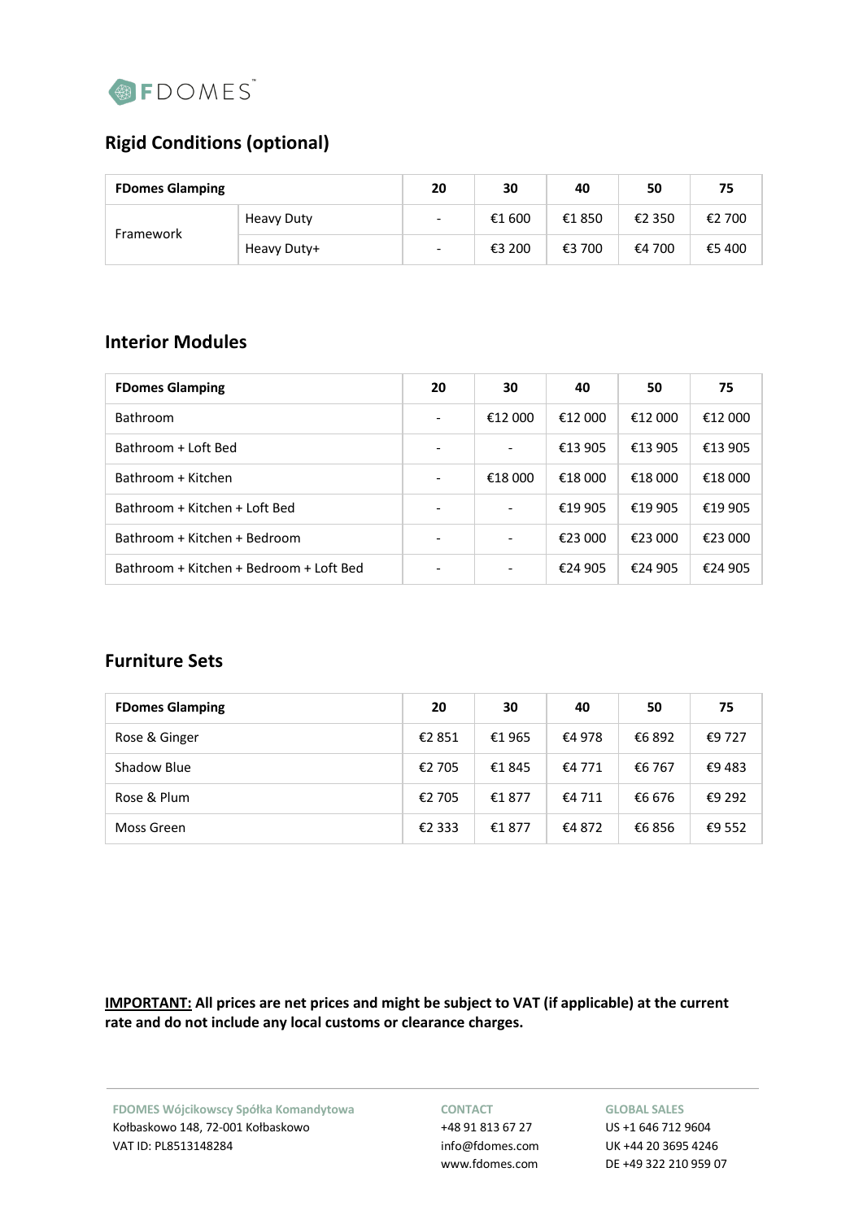## Rigid Conditions (optional)

| FDomes Glamping | | 20 | 30 | 40 | 50 | 75 |
|---|---|---|---|---|---|---|
| Framework | Heavy Duty | - | €1 600 | €1 850 | €2 350 | €2 700 |
| | Heavy Duty+ | - | €3 200 | €3 700 | €4 700 | €5 400 |

## Interior Modules

| FDomes Glamping | 20 | 30 | 40 | 50 | 75 |
|---|---|---|---|---|---|
| Bathroom | - | €12 000 | €12 000 | €12 000 | €12 000 |
| Bathroom + Loft Bed | - | - | €13 905 | €13 905 | €13 905 |
| Bathroom + Kitchen | - | €18 000 | €18 000 | €18 000 | €18 000 |
| Bathroom + Kitchen + Loft Bed | - | - | €19 905 | €19 905 | €19 905 |
| Bathroom + Kitchen + Bedroom | - | - | €23 000 | €23 000 | €23 000 |
| Bathroom + Kitchen + Bedroom + Loft Bed | - | - | €24 905 | €24 905 | €24 905 |

## Furniture Sets

| FDomes Glamping | 20 | 30 | 40 | 50 | 75 |
|---|---|---|---|---|---|
| Rose & Ginger | €2 851 | €1 965 | €4 978 | €6 892 | €9 727 |
| Shadow Blue | €2 705 | €1 845 | €4 771 | €6 767 | €9 483 |
| Rose & Plum | €2 705 | €1 877 | €4 711 | €6 676 | €9 292 |
| Moss Green | €2 333 | €1 877 | €4 872 | €6 856 | €9 552 |

**IMPORTANT: All prices are net prices and might be subject to VAT (if applicable) at the current rate and do not include any local customs or clearance charges.**

FDOMES Wójcikowscy Spółka Komandytowa
Kołbaskowo 148, 72-001 Kołbaskowo
VAT ID: PL8513148284

CONTACT
+48 91 813 67 27
info@fdomes.com
www.fdomes.com

GLOBAL SALES
US +1 646 712 9604
UK +44 20 3695 4246
DE +49 322 210 959 07